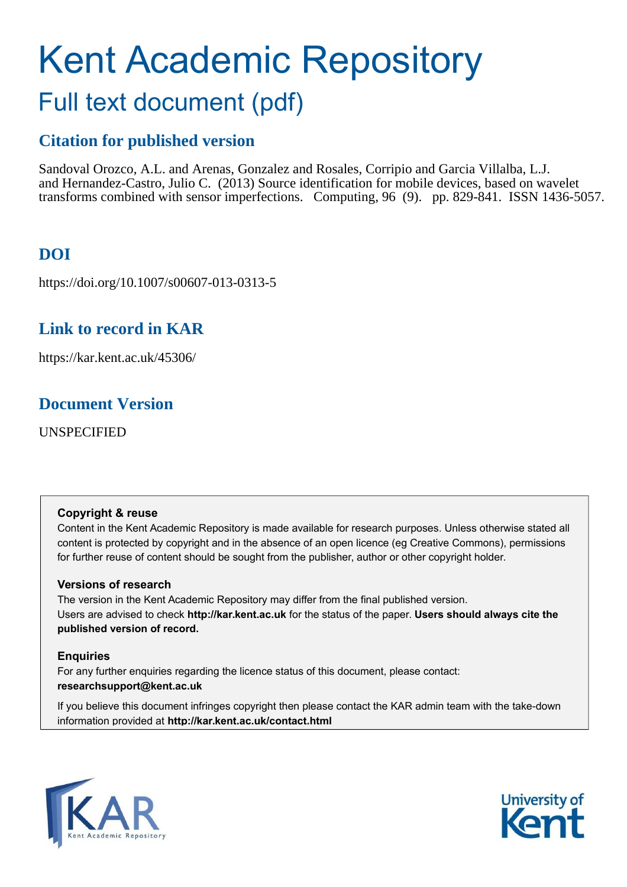# Kent Academic Repository

## Full text document (pdf)

### Citation for published version

Sandoval Orozco, A.L. and Arenas, Gonzalez and Rosales, Corripio and Garcia Villalba, L.J. and Hernandez-Castro, Julio C. (2013) Source identification for mobile devices, based on wavelet transforms combined with sensor imperfections. Computing, 96 (9). pp. 829-841. ISSN 1436-5057.

### DOI

https://doi.org/10.1007/s00607-013-0313-5

### Link to record in KAR

https://kar.kent.ac.uk/45306/

### Document Version

UNSPECIFIED

**Copyright & reuse**

Content in the Kent Academic Repository is made available for research purposes. Unless otherwise stated all content is protected by copyright and in the absence of an open licence (eg Creative Commons), permissions for further reuse of content should be sought from the publisher, author or other copyright holder.

**Versions of research**

The version in the Kent Academic Repository may differ from the final published version. Users are advised to check **http://kar.kent.ac.uk** for the status of the paper. **Users should always cite the published version of record.**

**Enquiries**

For any further enquiries regarding the licence status of this document, please contact: **researchsupport@kent.ac.uk**

If you believe this document infringes copyright then please contact the KAR admin team with the take-down information provided at **http://kar.kent.ac.uk/contact.html**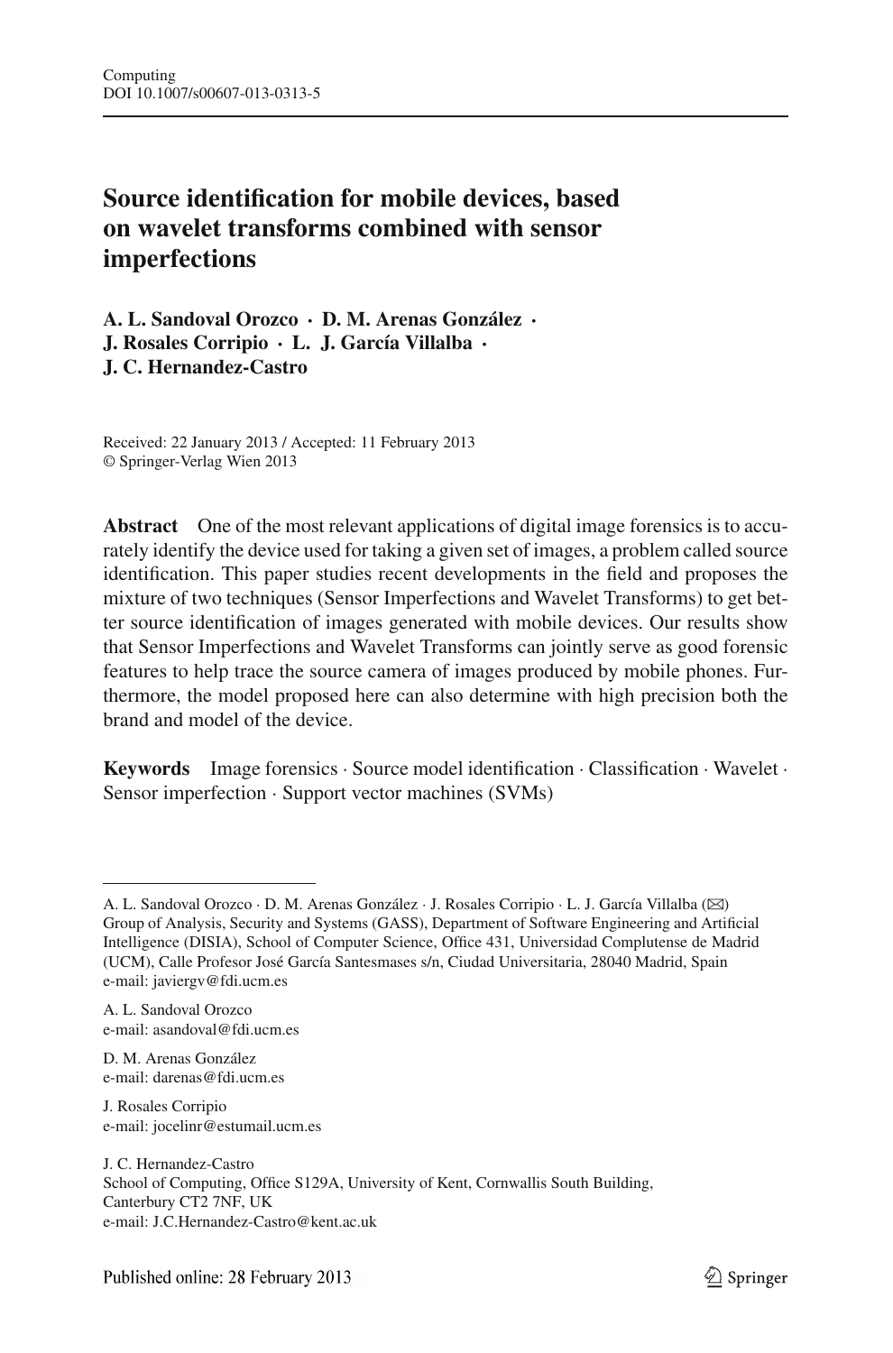Computing
DOI 10.1007/s00607-013-0313-5

# Source identification for mobile devices, based on wavelet transforms combined with sensor imperfections

**A. L. Sandoval Orozco · D. M. Arenas González · J. Rosales Corripio · L. J. García Villalba · J. C. Hernandez-Castro**

Received: 22 January 2013 / Accepted: 11 February 2013
© Springer-Verlag Wien 2013

**Abstract** One of the most relevant applications of digital image forensics is to accurately identify the device used for taking a given set of images, a problem called source identification. This paper studies recent developments in the field and proposes the mixture of two techniques (Sensor Imperfections and Wavelet Transforms) to get better source identification of images generated with mobile devices. Our results show that Sensor Imperfections and Wavelet Transforms can jointly serve as good forensic features to help trace the source camera of images produced by mobile phones. Furthermore, the model proposed here can also determine with high precision both the brand and model of the device.

**Keywords** Image forensics · Source model identification · Classification · Wavelet · Sensor imperfection · Support vector machines (SVMs)

---

A. L. Sandoval Orozco · D. M. Arenas González · J. Rosales Corripio · L. J. García Villalba (✉)
Group of Analysis, Security and Systems (GASS), Department of Software Engineering and Artificial Intelligence (DISIA), School of Computer Science, Office 431, Universidad Complutense de Madrid (UCM), Calle Profesor José García Santesmases s/n, Ciudad Universitaria, 28040 Madrid, Spain
e-mail: javiergv@fdi.ucm.es

A. L. Sandoval Orozco
e-mail: asandoval@fdi.ucm.es

D. M. Arenas González
e-mail: darenas@fdi.ucm.es

J. Rosales Corripio
e-mail: jocelinr@estumail.ucm.es

J. C. Hernandez-Castro
School of Computing, Office S129A, University of Kent, Cornwallis South Building, Canterbury CT2 7NF, UK
e-mail: J.C.Hernandez-Castro@kent.ac.uk

Published online: 28 February 2013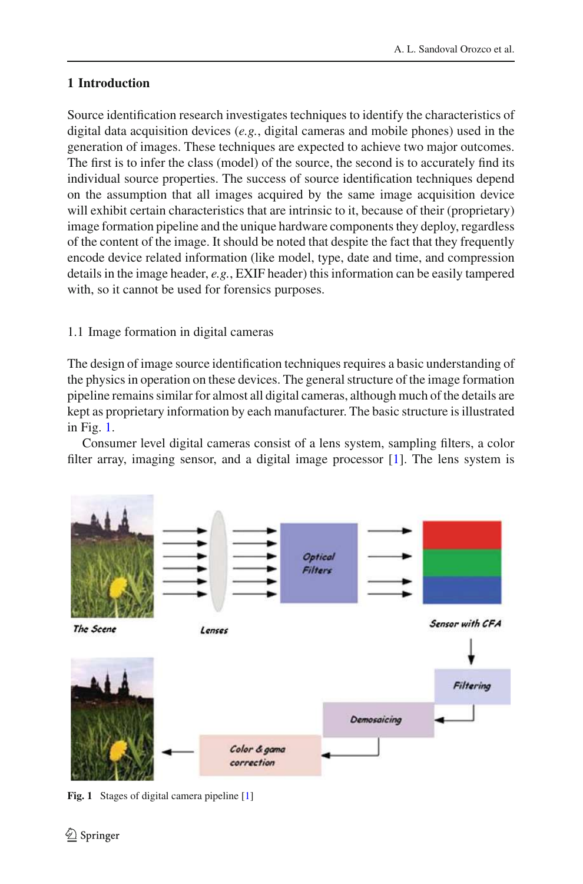# 1 Introduction

Source identification research investigates techniques to identify the characteristics of digital data acquisition devices (*e.g.*, digital cameras and mobile phones) used in the generation of images. These techniques are expected to achieve two major outcomes. The first is to infer the class (model) of the source, the second is to accurately find its individual source properties. The success of source identification techniques depend on the assumption that all images acquired by the same image acquisition device will exhibit certain characteristics that are intrinsic to it, because of their (proprietary) image formation pipeline and the unique hardware components they deploy, regardless of the content of the image. It should be noted that despite the fact that they frequently encode device related information (like model, type, date and time, and compression details in the image header, *e.g.*, EXIF header) this information can be easily tampered with, so it cannot be used for forensics purposes.

## 1.1 Image formation in digital cameras

The design of image source identification techniques requires a basic understanding of the physics in operation on these devices. The general structure of the image formation pipeline remains similar for almost all digital cameras, although much of the details are kept as proprietary information by each manufacturer. The basic structure is illustrated in Fig. 1.

Consumer level digital cameras consist of a lens system, sampling filters, a color filter array, imaging sensor, and a digital image processor [1]. The lens system is

**Fig. 1** Stages of digital camera pipeline [1]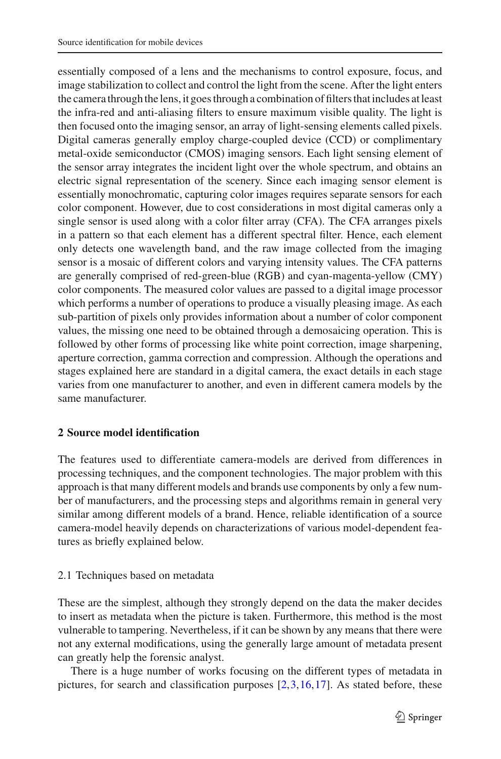essentially composed of a lens and the mechanisms to control exposure, focus, and image stabilization to collect and control the light from the scene. After the light enters the camera through the lens, it goes through a combination of filters that includes at least the infra-red and anti-aliasing filters to ensure maximum visible quality. The light is then focused onto the imaging sensor, an array of light-sensing elements called pixels. Digital cameras generally employ charge-coupled device (CCD) or complimentary metal-oxide semiconductor (CMOS) imaging sensors. Each light sensing element of the sensor array integrates the incident light over the whole spectrum, and obtains an electric signal representation of the scenery. Since each imaging sensor element is essentially monochromatic, capturing color images requires separate sensors for each color component. However, due to cost considerations in most digital cameras only a single sensor is used along with a color filter array (CFA). The CFA arranges pixels in a pattern so that each element has a different spectral filter. Hence, each element only detects one wavelength band, and the raw image collected from the imaging sensor is a mosaic of different colors and varying intensity values. The CFA patterns are generally comprised of red-green-blue (RGB) and cyan-magenta-yellow (CMY) color components. The measured color values are passed to a digital image processor which performs a number of operations to produce a visually pleasing image. As each sub-partition of pixels only provides information about a number of color component values, the missing one need to be obtained through a demosaicing operation. This is followed by other forms of processing like white point correction, image sharpening, aperture correction, gamma correction and compression. Although the operations and stages explained here are standard in a digital camera, the exact details in each stage varies from one manufacturer to another, and even in different camera models by the same manufacturer.

## 2 Source model identification

The features used to differentiate camera-models are derived from differences in processing techniques, and the component technologies. The major problem with this approach is that many different models and brands use components by only a few number of manufacturers, and the processing steps and algorithms remain in general very similar among different models of a brand. Hence, reliable identification of a source camera-model heavily depends on characterizations of various model-dependent features as briefly explained below.

### 2.1 Techniques based on metadata

These are the simplest, although they strongly depend on the data the maker decides to insert as metadata when the picture is taken. Furthermore, this method is the most vulnerable to tampering. Nevertheless, if it can be shown by any means that there were not any external modifications, using the generally large amount of metadata present can greatly help the forensic analyst.

There is a huge number of works focusing on the different types of metadata in pictures, for search and classification purposes [2,3,16,17]. As stated before, these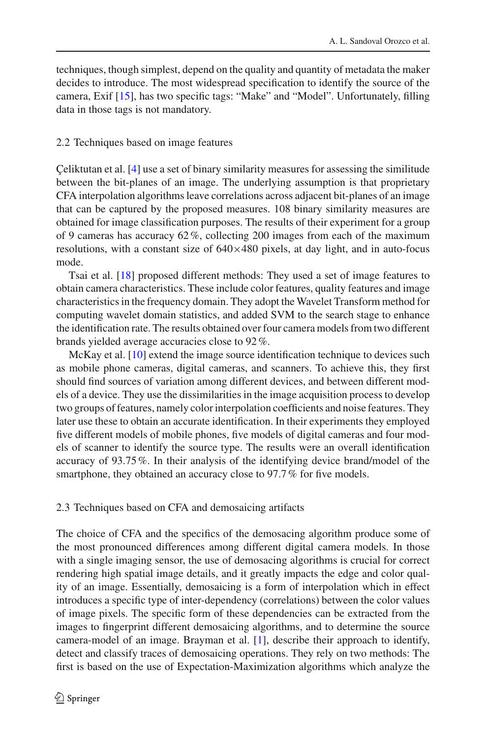techniques, though simplest, depend on the quality and quantity of metadata the maker decides to introduce. The most widespread specification to identify the source of the camera, Exif [15], has two specific tags: "Make" and "Model". Unfortunately, filling data in those tags is not mandatory.

### 2.2 Techniques based on image features

Çeliktutan et al. [4] use a set of binary similarity measures for assessing the similitude between the bit-planes of an image. The underlying assumption is that proprietary CFA interpolation algorithms leave correlations across adjacent bit-planes of an image that can be captured by the proposed measures. 108 binary similarity measures are obtained for image classification purposes. The results of their experiment for a group of 9 cameras has accuracy 62 %, collecting 200 images from each of the maximum resolutions, with a constant size of 640×480 pixels, at day light, and in auto-focus mode.

Tsai et al. [18] proposed different methods: They used a set of image features to obtain camera characteristics. These include color features, quality features and image characteristics in the frequency domain. They adopt the Wavelet Transform method for computing wavelet domain statistics, and added SVM to the search stage to enhance the identification rate. The results obtained over four camera models from two different brands yielded average accuracies close to 92 %.

McKay et al. [10] extend the image source identification technique to devices such as mobile phone cameras, digital cameras, and scanners. To achieve this, they first should find sources of variation among different devices, and between different models of a device. They use the dissimilarities in the image acquisition process to develop two groups of features, namely color interpolation coefficients and noise features. They later use these to obtain an accurate identification. In their experiments they employed five different models of mobile phones, five models of digital cameras and four models of scanner to identify the source type. The results were an overall identification accuracy of 93.75 %. In their analysis of the identifying device brand/model of the smartphone, they obtained an accuracy close to 97.7 % for five models.

### 2.3 Techniques based on CFA and demosaicing artifacts

The choice of CFA and the specifics of the demosacing algorithm produce some of the most pronounced differences among different digital camera models. In those with a single imaging sensor, the use of demosacing algorithms is crucial for correct rendering high spatial image details, and it greatly impacts the edge and color quality of an image. Essentially, demosaicing is a form of interpolation which in effect introduces a specific type of inter-dependency (correlations) between the color values of image pixels. The specific form of these dependencies can be extracted from the images to fingerprint different demosaicing algorithms, and to determine the source camera-model of an image. Brayman et al. [1], describe their approach to identify, detect and classify traces of demosaicing operations. They rely on two methods: The first is based on the use of Expectation-Maximization algorithms which analyze the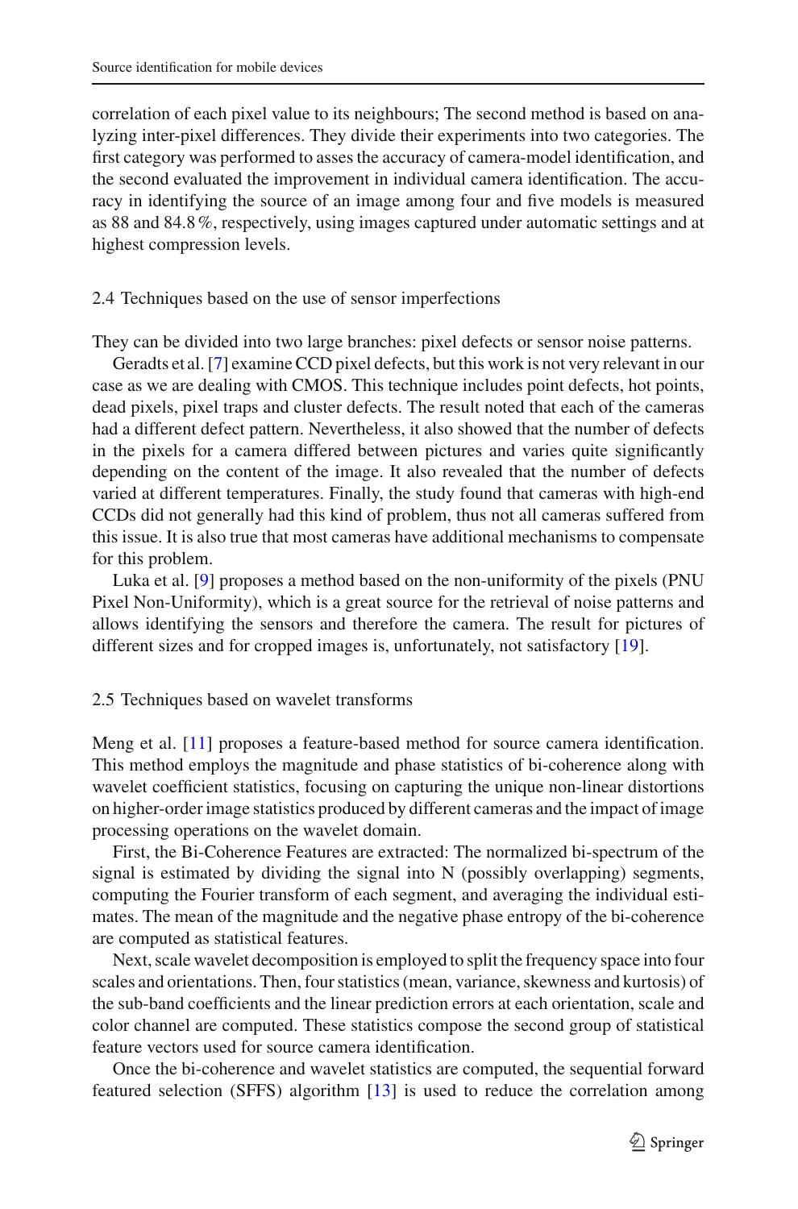correlation of each pixel value to its neighbours; The second method is based on analyzing inter-pixel differences. They divide their experiments into two categories. The first category was performed to asses the accuracy of camera-model identification, and the second evaluated the improvement in individual camera identification. The accuracy in identifying the source of an image among four and five models is measured as 88 and 84.8 %, respectively, using images captured under automatic settings and at highest compression levels.

### 2.4 Techniques based on the use of sensor imperfections

They can be divided into two large branches: pixel defects or sensor noise patterns.

Geradts et al. [7] examine CCD pixel defects, but this work is not very relevant in our case as we are dealing with CMOS. This technique includes point defects, hot points, dead pixels, pixel traps and cluster defects. The result noted that each of the cameras had a different defect pattern. Nevertheless, it also showed that the number of defects in the pixels for a camera differed between pictures and varies quite significantly depending on the content of the image. It also revealed that the number of defects varied at different temperatures. Finally, the study found that cameras with high-end CCDs did not generally had this kind of problem, thus not all cameras suffered from this issue. It is also true that most cameras have additional mechanisms to compensate for this problem.

Luka et al. [9] proposes a method based on the non-uniformity of the pixels (PNU Pixel Non-Uniformity), which is a great source for the retrieval of noise patterns and allows identifying the sensors and therefore the camera. The result for pictures of different sizes and for cropped images is, unfortunately, not satisfactory [19].

### 2.5 Techniques based on wavelet transforms

Meng et al. [11] proposes a feature-based method for source camera identification. This method employs the magnitude and phase statistics of bi-coherence along with wavelet coefficient statistics, focusing on capturing the unique non-linear distortions on higher-order image statistics produced by different cameras and the impact of image processing operations on the wavelet domain.

First, the Bi-Coherence Features are extracted: The normalized bi-spectrum of the signal is estimated by dividing the signal into N (possibly overlapping) segments, computing the Fourier transform of each segment, and averaging the individual estimates. The mean of the magnitude and the negative phase entropy of the bi-coherence are computed as statistical features.

Next, scale wavelet decomposition is employed to split the frequency space into four scales and orientations. Then, four statistics (mean, variance, skewness and kurtosis) of the sub-band coefficients and the linear prediction errors at each orientation, scale and color channel are computed. These statistics compose the second group of statistical feature vectors used for source camera identification.

Once the bi-coherence and wavelet statistics are computed, the sequential forward featured selection (SFFS) algorithm [13] is used to reduce the correlation among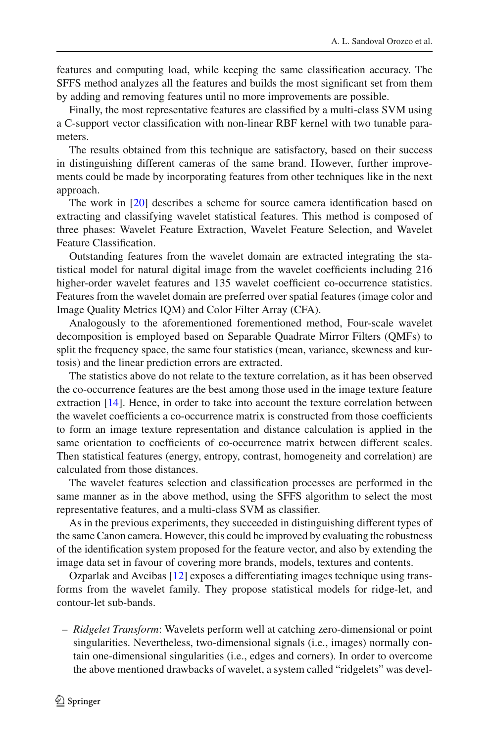features and computing load, while keeping the same classification accuracy. The SFFS method analyzes all the features and builds the most significant set from them by adding and removing features until no more improvements are possible.

Finally, the most representative features are classified by a multi-class SVM using a C-support vector classification with non-linear RBF kernel with two tunable parameters.

The results obtained from this technique are satisfactory, based on their success in distinguishing different cameras of the same brand. However, further improvements could be made by incorporating features from other techniques like in the next approach.

The work in [20] describes a scheme for source camera identification based on extracting and classifying wavelet statistical features. This method is composed of three phases: Wavelet Feature Extraction, Wavelet Feature Selection, and Wavelet Feature Classification.

Outstanding features from the wavelet domain are extracted integrating the statistical model for natural digital image from the wavelet coefficients including 216 higher-order wavelet features and 135 wavelet coefficient co-occurrence statistics. Features from the wavelet domain are preferred over spatial features (image color and Image Quality Metrics IQM) and Color Filter Array (CFA).

Analogously to the aforementioned forementioned method, Four-scale wavelet decomposition is employed based on Separable Quadrate Mirror Filters (QMFs) to split the frequency space, the same four statistics (mean, variance, skewness and kurtosis) and the linear prediction errors are extracted.

The statistics above do not relate to the texture correlation, as it has been observed the co-occurrence features are the best among those used in the image texture feature extraction [14]. Hence, in order to take into account the texture correlation between the wavelet coefficients a co-occurrence matrix is constructed from those coefficients to form an image texture representation and distance calculation is applied in the same orientation to coefficients of co-occurrence matrix between different scales. Then statistical features (energy, entropy, contrast, homogeneity and correlation) are calculated from those distances.

The wavelet features selection and classification processes are performed in the same manner as in the above method, using the SFFS algorithm to select the most representative features, and a multi-class SVM as classifier.

As in the previous experiments, they succeeded in distinguishing different types of the same Canon camera. However, this could be improved by evaluating the robustness of the identification system proposed for the feature vector, and also by extending the image data set in favour of covering more brands, models, textures and contents.

Ozparlak and Avcibas [12] exposes a differentiating images technique using transforms from the wavelet family. They propose statistical models for ridge-let, and contour-let sub-bands.

- *Ridgelet Transform*: Wavelets perform well at catching zero-dimensional or point singularities. Nevertheless, two-dimensional signals (i.e., images) normally contain one-dimensional singularities (i.e., edges and corners). In order to overcome the above mentioned drawbacks of wavelet, a system called "ridgelets" was devel-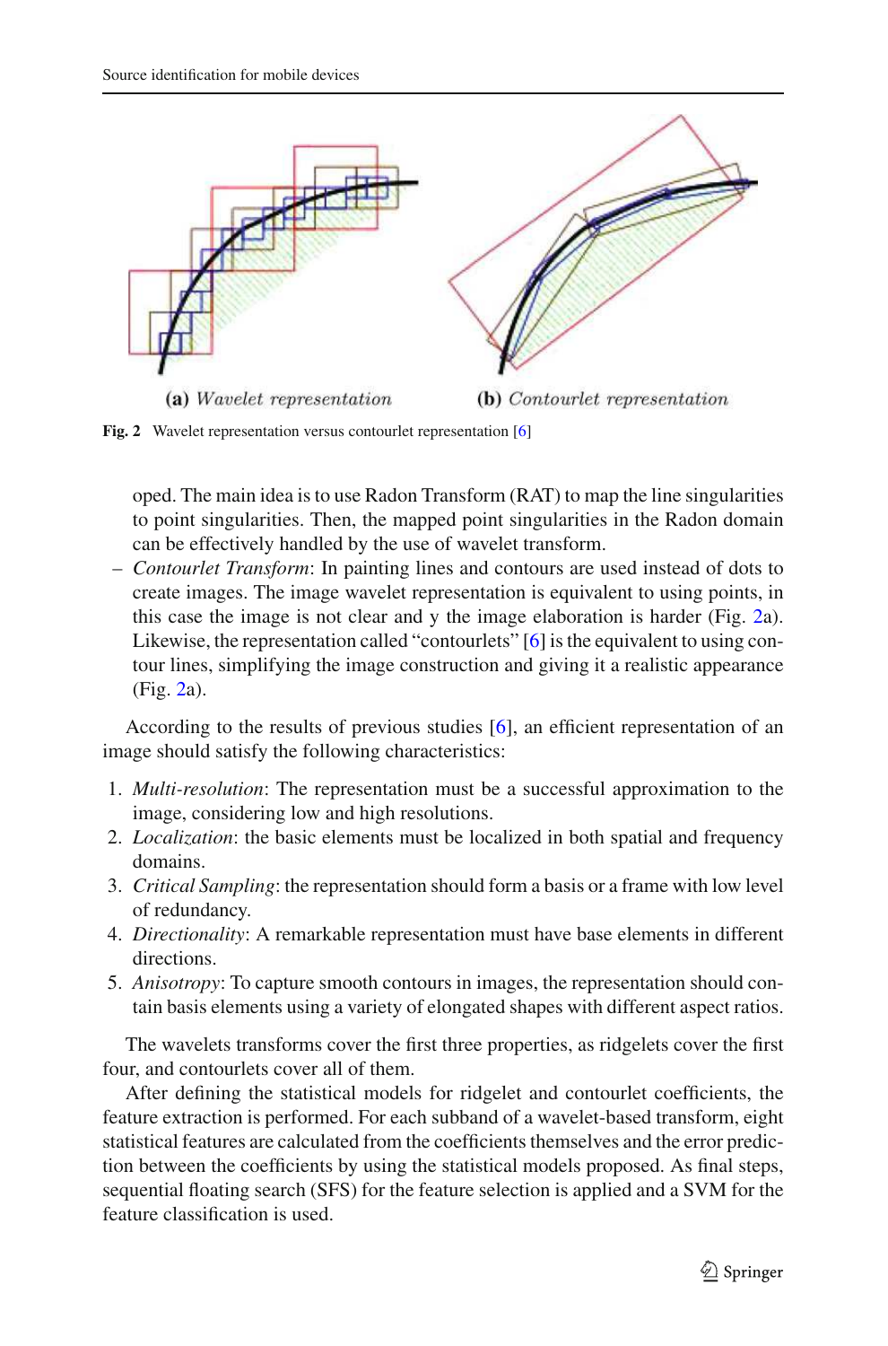(a) *Wavelet representation* (b) *Contourlet representation*

**Fig. 2** Wavelet representation versus contourlet representation [6]

oped. The main idea is to use Radon Transform (RAT) to map the line singularities to point singularities. Then, the mapped point singularities in the Radon domain can be effectively handled by the use of wavelet transform.

– *Contourlet Transform*: In painting lines and contours are used instead of dots to create images. The image wavelet representation is equivalent to using points, in this case the image is not clear and y the image elaboration is harder (Fig. 2a). Likewise, the representation called "contourlets" [6] is the equivalent to using contour lines, simplifying the image construction and giving it a realistic appearance (Fig. 2a).

According to the results of previous studies [6], an efficient representation of an image should satisfy the following characteristics:

1. *Multi-resolution*: The representation must be a successful approximation to the image, considering low and high resolutions.
2. *Localization*: the basic elements must be localized in both spatial and frequency domains.
3. *Critical Sampling*: the representation should form a basis or a frame with low level of redundancy.
4. *Directionality*: A remarkable representation must have base elements in different directions.
5. *Anisotropy*: To capture smooth contours in images, the representation should contain basis elements using a variety of elongated shapes with different aspect ratios.

The wavelets transforms cover the first three properties, as ridgelets cover the first four, and contourlets cover all of them.

After defining the statistical models for ridgelet and contourlet coefficients, the feature extraction is performed. For each subband of a wavelet-based transform, eight statistical features are calculated from the coefficients themselves and the error prediction between the coefficients by using the statistical models proposed. As final steps, sequential floating search (SFS) for the feature selection is applied and a SVM for the feature classification is used.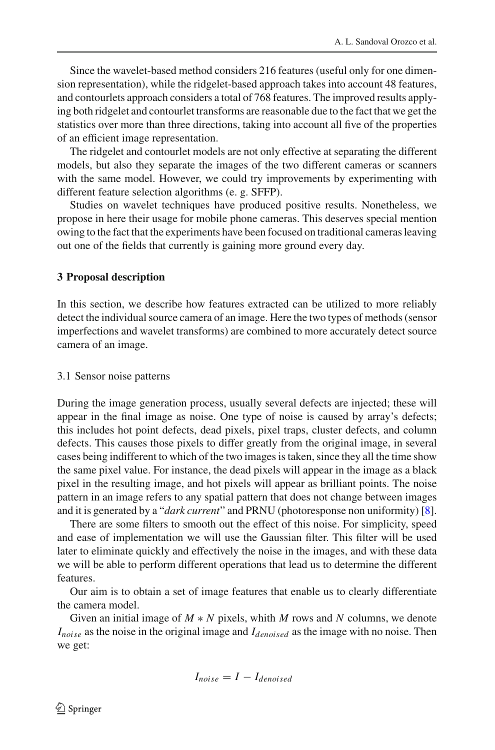Since the wavelet-based method considers 216 features (useful only for one dimension representation), while the ridgelet-based approach takes into account 48 features, and contourlets approach considers a total of 768 features. The improved results applying both ridgelet and contourlet transforms are reasonable due to the fact that we get the statistics over more than three directions, taking into account all five of the properties of an efficient image representation.

The ridgelet and contourlet models are not only effective at separating the different models, but also they separate the images of the two different cameras or scanners with the same model. However, we could try improvements by experimenting with different feature selection algorithms (e. g. SFFP).

Studies on wavelet techniques have produced positive results. Nonetheless, we propose in here their usage for mobile phone cameras. This deserves special mention owing to the fact that the experiments have been focused on traditional cameras leaving out one of the fields that currently is gaining more ground every day.

## 3 Proposal description

In this section, we describe how features extracted can be utilized to more reliably detect the individual source camera of an image. Here the two types of methods (sensor imperfections and wavelet transforms) are combined to more accurately detect source camera of an image.

### 3.1 Sensor noise patterns

During the image generation process, usually several defects are injected; these will appear in the final image as noise. One type of noise is caused by array's defects; this includes hot point defects, dead pixels, pixel traps, cluster defects, and column defects. This causes those pixels to differ greatly from the original image, in several cases being indifferent to which of the two images is taken, since they all the time show the same pixel value. For instance, the dead pixels will appear in the image as a black pixel in the resulting image, and hot pixels will appear as brilliant points. The noise pattern in an image refers to any spatial pattern that does not change between images and it is generated by a "*dark current*" and PRNU (photoresponse non uniformity) [8].

There are some filters to smooth out the effect of this noise. For simplicity, speed and ease of implementation we will use the Gaussian filter. This filter will be used later to eliminate quickly and effectively the noise in the images, and with these data we will be able to perform different operations that lead us to determine the different features.

Our aim is to obtain a set of image features that enable us to clearly differentiate the camera model.

Given an initial image of $M * N$ pixels, whith $M$ rows and $N$ columns, we denote $I_{noise}$ as the noise in the original image and $I_{denoised}$ as the image with no noise. Then we get:

$$I_{noise} = I - I_{denoised}$$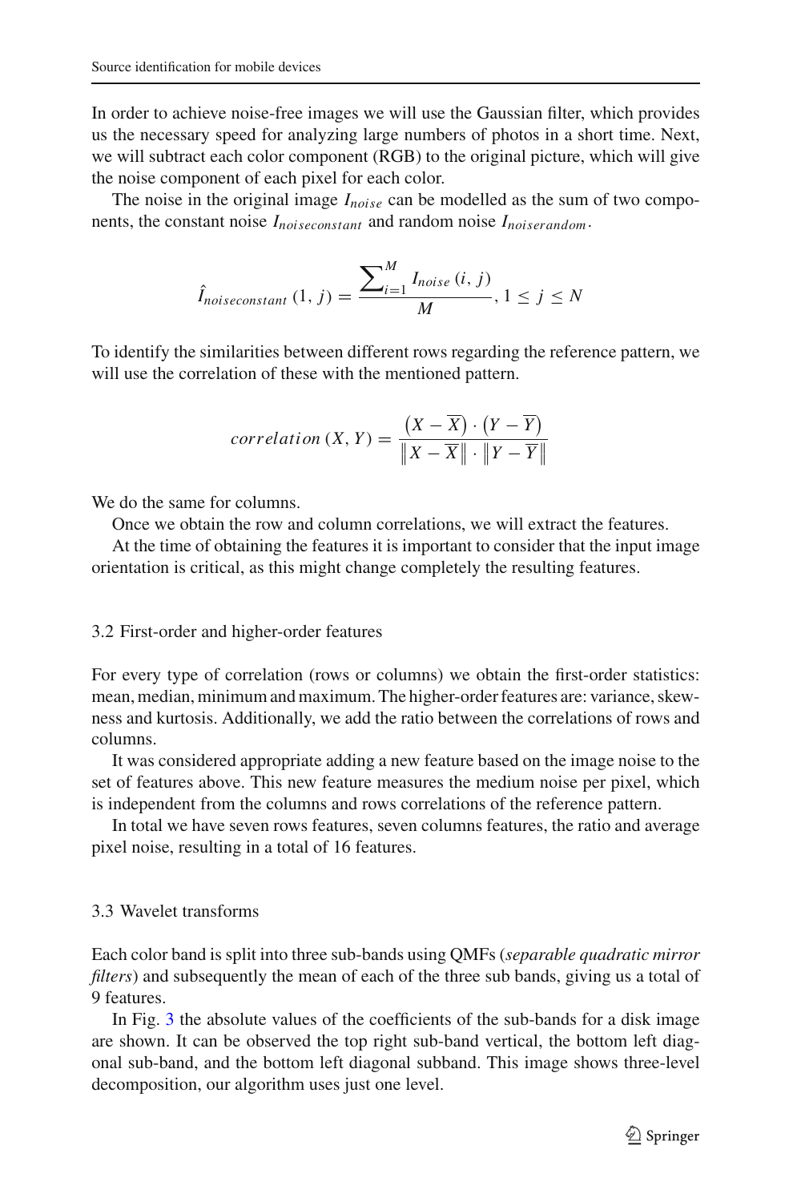In order to achieve noise-free images we will use the Gaussian filter, which provides us the necessary speed for analyzing large numbers of photos in a short time. Next, we will subtract each color component (RGB) to the original picture, which will give the noise component of each pixel for each color.

The noise in the original image $I_{noise}$ can be modelled as the sum of two components, the constant noise $I_{noiseconstant}$ and random noise $I_{noiserandom}$.

$$\hat{I}_{noiseconstant}\left(1, j\right) = \frac{\sum_{i=1}^{M} I_{noise}\left(i, j\right)}{M}, 1 \leq j \leq N$$

To identify the similarities between different rows regarding the reference pattern, we will use the correlation of these with the mentioned pattern.

$$correlation\left(X, Y\right) = \frac{\left(X - \overline{X}\right) \cdot \left(Y - \overline{Y}\right)}{\left\|X - \overline{X}\right\| \cdot \left\|Y - \overline{Y}\right\|}$$

We do the same for columns.

Once we obtain the row and column correlations, we will extract the features.

At the time of obtaining the features it is important to consider that the input image orientation is critical, as this might change completely the resulting features.

### 3.2 First-order and higher-order features

For every type of correlation (rows or columns) we obtain the first-order statistics: mean, median, minimum and maximum. The higher-order features are: variance, skewness and kurtosis. Additionally, we add the ratio between the correlations of rows and columns.

It was considered appropriate adding a new feature based on the image noise to the set of features above. This new feature measures the medium noise per pixel, which is independent from the columns and rows correlations of the reference pattern.

In total we have seven rows features, seven columns features, the ratio and average pixel noise, resulting in a total of 16 features.

### 3.3 Wavelet transforms

Each color band is split into three sub-bands using QMFs (*separable quadratic mirror filters*) and subsequently the mean of each of the three sub bands, giving us a total of 9 features.

In Fig. 3 the absolute values of the coefficients of the sub-bands for a disk image are shown. It can be observed the top right sub-band vertical, the bottom left diagonal sub-band, and the bottom left diagonal subband. This image shows three-level decomposition, our algorithm uses just one level.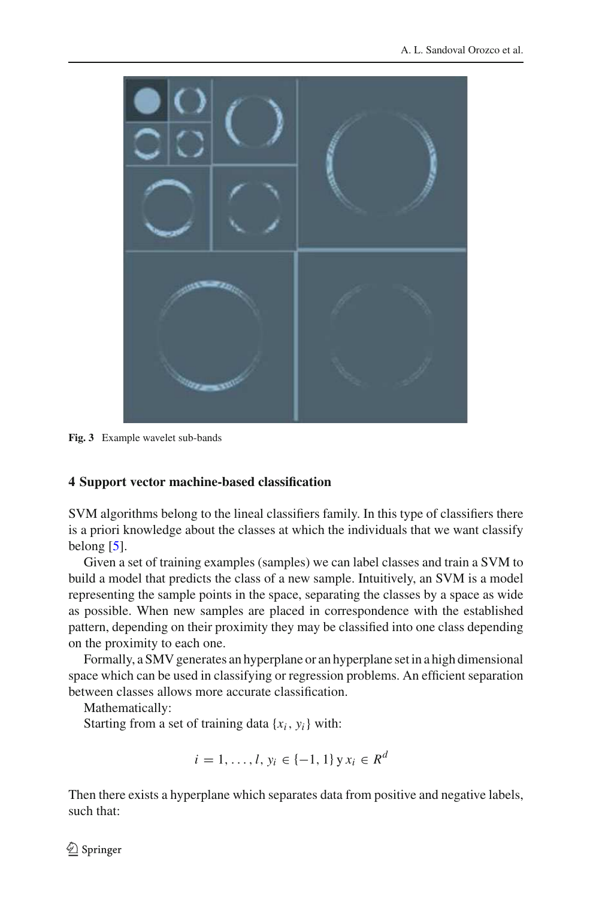Fig. 3 Example wavelet sub-bands

## 4 Support vector machine-based classification

SVM algorithms belong to the lineal classifiers family. In this type of classifiers there is a priori knowledge about the classes at which the individuals that we want classify belong [5].

Given a set of training examples (samples) we can label classes and train a SVM to build a model that predicts the class of a new sample. Intuitively, an SVM is a model representing the sample points in the space, separating the classes by a space as wide as possible. When new samples are placed in correspondence with the established pattern, depending on their proximity they may be classified into one class depending on the proximity to each one.

Formally, a SMV generates an hyperplane or an hyperplane set in a high dimensional space which can be used in classifying or regression problems. An efficient separation between classes allows more accurate classification.

Mathematically:

Starting from a set of training data $\{x_i, y_i\}$ with:

$$i = 1, \ldots, l, \; y_i \in \{-1, 1\} \text{ y } x_i \in R^d$$

Then there exists a hyperplane which separates data from positive and negative labels, such that: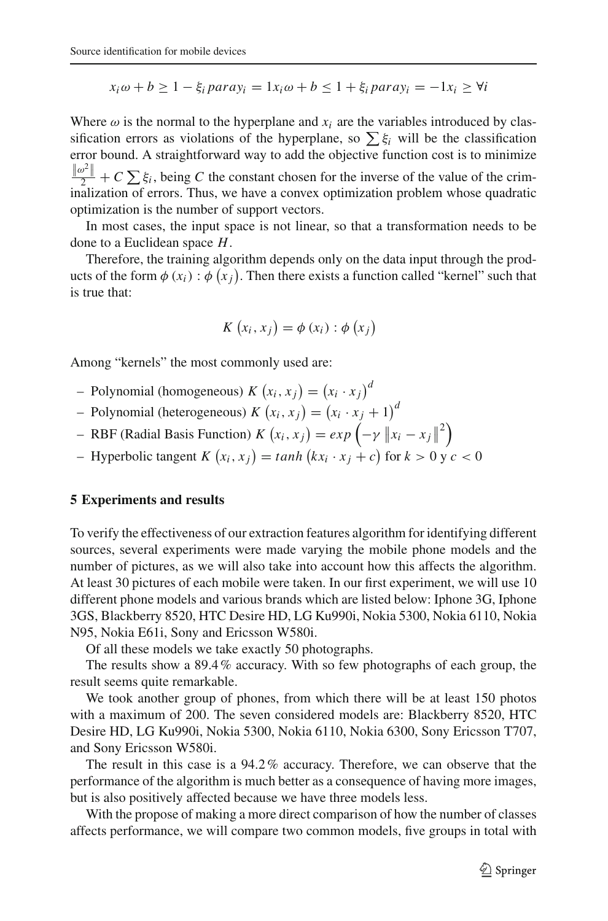$$x_i\omega + b \geq 1 - \xi_i\, para y_i = 1 x_i\omega + b \leq 1 + \xi_i\, para y_i = -1 x_i \geq \forall i$$

Where $\omega$ is the normal to the hyperplane and $x_i$ are the variables introduced by classification errors as violations of the hyperplane, so $\sum \xi_i$ will be the classification error bound. A straightforward way to add the objective function cost is to minimize $\frac{\|\omega^2\|}{2} + C \sum \xi_i$, being $C$ the constant chosen for the inverse of the value of the criminalization of errors. Thus, we have a convex optimization problem whose quadratic optimization is the number of support vectors.

In most cases, the input space is not linear, so that a transformation needs to be done to a Euclidean space $H$.

Therefore, the training algorithm depends only on the data input through the products of the form $\phi(x_i) : \phi(x_j)$. Then there exists a function called "kernel" such that is true that:

$$K(x_i, x_j) = \phi(x_i) : \phi(x_j)$$

Among "kernels" the most commonly used are:

- Polynomial (homogeneous) $K(x_i, x_j) = (x_i \cdot x_j)^d$
- Polynomial (heterogeneous) $K(x_i, x_j) = (x_i \cdot x_j + 1)^d$
- RBF (Radial Basis Function) $K(x_i, x_j) = exp\left(-\gamma \|x_i - x_j\|^2\right)$
- Hyperbolic tangent $K(x_i, x_j) = tanh(kx_i \cdot x_j + c)$ for $k > 0$ y $c < 0$

## 5 Experiments and results

To verify the effectiveness of our extraction features algorithm for identifying different sources, several experiments were made varying the mobile phone models and the number of pictures, as we will also take into account how this affects the algorithm. At least 30 pictures of each mobile were taken. In our first experiment, we will use 10 different phone models and various brands which are listed below: Iphone 3G, Iphone 3GS, Blackberry 8520, HTC Desire HD, LG Ku990i, Nokia 5300, Nokia 6110, Nokia N95, Nokia E61i, Sony and Ericsson W580i.

Of all these models we take exactly 50 photographs.

The results show a 89.4 % accuracy. With so few photographs of each group, the result seems quite remarkable.

We took another group of phones, from which there will be at least 150 photos with a maximum of 200. The seven considered models are: Blackberry 8520, HTC Desire HD, LG Ku990i, Nokia 5300, Nokia 6110, Nokia 6300, Sony Ericsson T707, and Sony Ericsson W580i.

The result in this case is a 94.2 % accuracy. Therefore, we can observe that the performance of the algorithm is much better as a consequence of having more images, but is also positively affected because we have three models less.

With the propose of making a more direct comparison of how the number of classes affects performance, we will compare two common models, five groups in total with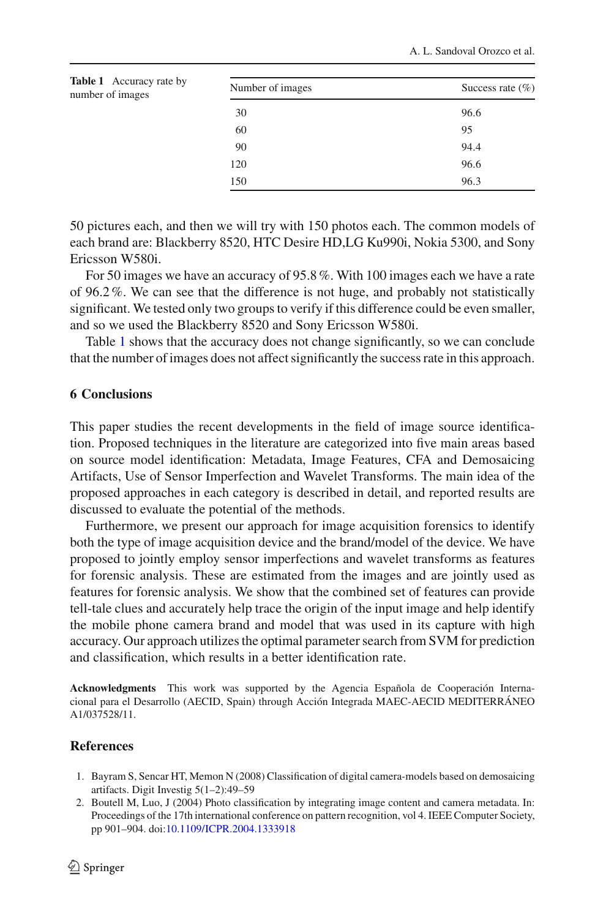**Table 1** Accuracy rate by number of images

| Number of images | Success rate (%) |
|---|---|
| 30 | 96.6 |
| 60 | 95 |
| 90 | 94.4 |
| 120 | 96.6 |
| 150 | 96.3 |

50 pictures each, and then we will try with 150 photos each. The common models of each brand are: Blackberry 8520, HTC Desire HD,LG Ku990i, Nokia 5300, and Sony Ericsson W580i.

For 50 images we have an accuracy of 95.8 %. With 100 images each we have a rate of 96.2 %. We can see that the difference is not huge, and probably not statistically significant. We tested only two groups to verify if this difference could be even smaller, and so we used the Blackberry 8520 and Sony Ericsson W580i.

Table 1 shows that the accuracy does not change significantly, so we can conclude that the number of images does not affect significantly the success rate in this approach.

## 6 Conclusions

This paper studies the recent developments in the field of image source identification. Proposed techniques in the literature are categorized into five main areas based on source model identification: Metadata, Image Features, CFA and Demosaicing Artifacts, Use of Sensor Imperfection and Wavelet Transforms. The main idea of the proposed approaches in each category is described in detail, and reported results are discussed to evaluate the potential of the methods.

Furthermore, we present our approach for image acquisition forensics to identify both the type of image acquisition device and the brand/model of the device. We have proposed to jointly employ sensor imperfections and wavelet transforms as features for forensic analysis. These are estimated from the images and are jointly used as features for forensic analysis. We show that the combined set of features can provide tell-tale clues and accurately help trace the origin of the input image and help identify the mobile phone camera brand and model that was used in its capture with high accuracy. Our approach utilizes the optimal parameter search from SVM for prediction and classification, which results in a better identification rate.

**Acknowledgments** This work was supported by the Agencia Española de Cooperación Internacional para el Desarrollo (AECID, Spain) through Acción Integrada MAEC-AECID MEDITERRÁNEO A1/037528/11.

## References

1. Bayram S, Sencar HT, Memon N (2008) Classification of digital camera-models based on demosaicing artifacts. Digit Investig 5(1–2):49–59
2. Boutell M, Luo, J (2004) Photo classification by integrating image content and camera metadata. In: Proceedings of the 17th international conference on pattern recognition, vol 4. IEEE Computer Society, pp 901–904. doi:10.1109/ICPR.2004.1333918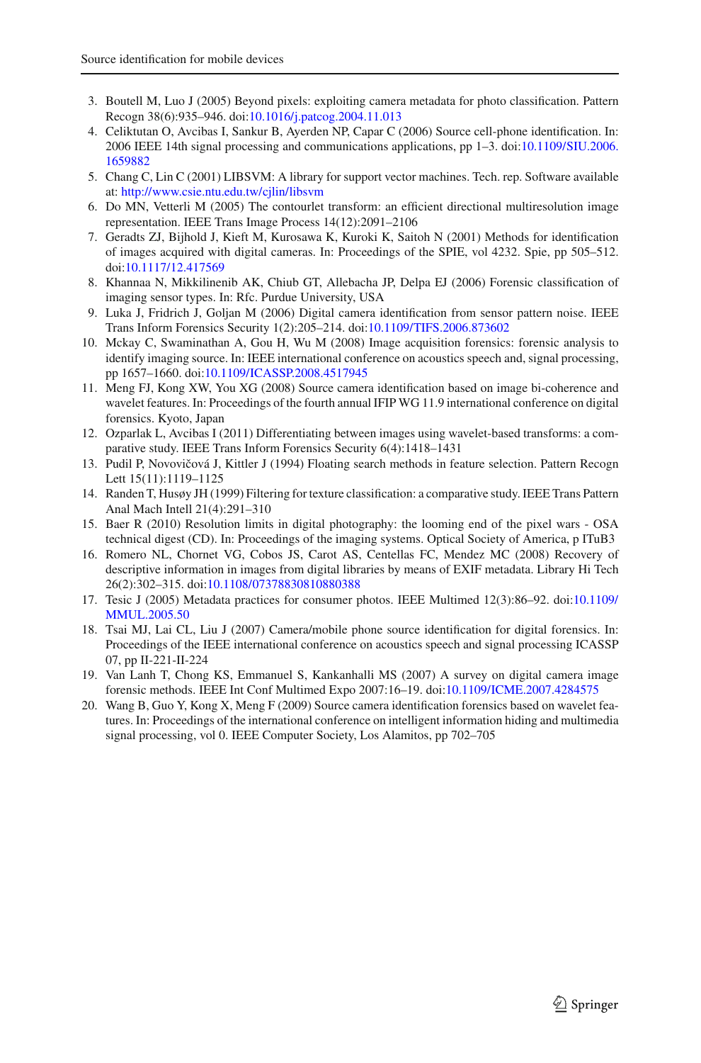3. Boutell M, Luo J (2005) Beyond pixels: exploiting camera metadata for photo classification. Pattern Recogn 38(6):935–946. doi:10.1016/j.patcog.2004.11.013
4. Celiktutan O, Avcibas I, Sankur B, Ayerden NP, Capar C (2006) Source cell-phone identification. In: 2006 IEEE 14th signal processing and communications applications, pp 1–3. doi:10.1109/SIU.2006.1659882
5. Chang C, Lin C (2001) LIBSVM: A library for support vector machines. Tech. rep. Software available at: http://www.csie.ntu.edu.tw/cjlin/libsvm
6. Do MN, Vetterli M (2005) The contourlet transform: an efficient directional multiresolution image representation. IEEE Trans Image Process 14(12):2091–2106
7. Geradts ZJ, Bijhold J, Kieft M, Kurosawa K, Kuroki K, Saitoh N (2001) Methods for identification of images acquired with digital cameras. In: Proceedings of the SPIE, vol 4232. Spie, pp 505–512. doi:10.1117/12.417569
8. Khannaa N, Mikkilinenib AK, Chiub GT, Allebacha JP, Delpa EJ (2006) Forensic classification of imaging sensor types. In: Rfc. Purdue University, USA
9. Luka J, Fridrich J, Goljan M (2006) Digital camera identification from sensor pattern noise. IEEE Trans Inform Forensics Security 1(2):205–214. doi:10.1109/TIFS.2006.873602
10. Mckay C, Swaminathan A, Gou H, Wu M (2008) Image acquisition forensics: forensic analysis to identify imaging source. In: IEEE international conference on acoustics speech and, signal processing, pp 1657–1660. doi:10.1109/ICASSP.2008.4517945
11. Meng FJ, Kong XW, You XG (2008) Source camera identification based on image bi-coherence and wavelet features. In: Proceedings of the fourth annual IFIP WG 11.9 international conference on digital forensics. Kyoto, Japan
12. Ozparlak L, Avcibas I (2011) Differentiating between images using wavelet-based transforms: a comparative study. IEEE Trans Inform Forensics Security 6(4):1418–1431
13. Pudil P, Novovičová J, Kittler J (1994) Floating search methods in feature selection. Pattern Recogn Lett 15(11):1119–1125
14. Randen T, Husøy JH (1999) Filtering for texture classification: a comparative study. IEEE Trans Pattern Anal Mach Intell 21(4):291–310
15. Baer R (2010) Resolution limits in digital photography: the looming end of the pixel wars - OSA technical digest (CD). In: Proceedings of the imaging systems. Optical Society of America, p ITuB3
16. Romero NL, Chornet VG, Cobos JS, Carot AS, Centellas FC, Mendez MC (2008) Recovery of descriptive information in images from digital libraries by means of EXIF metadata. Library Hi Tech 26(2):302–315. doi:10.1108/07378830810880388
17. Tesic J (2005) Metadata practices for consumer photos. IEEE Multimed 12(3):86–92. doi:10.1109/MMUL.2005.50
18. Tsai MJ, Lai CL, Liu J (2007) Camera/mobile phone source identification for digital forensics. In: Proceedings of the IEEE international conference on acoustics speech and signal processing ICASSP 07, pp II-221-II-224
19. Van Lanh T, Chong KS, Emmanuel S, Kankanhalli MS (2007) A survey on digital camera image forensic methods. IEEE Int Conf Multimed Expo 2007:16–19. doi:10.1109/ICME.2007.4284575
20. Wang B, Guo Y, Kong X, Meng F (2009) Source camera identification forensics based on wavelet features. In: Proceedings of the international conference on intelligent information hiding and multimedia signal processing, vol 0. IEEE Computer Society, Los Alamitos, pp 702–705